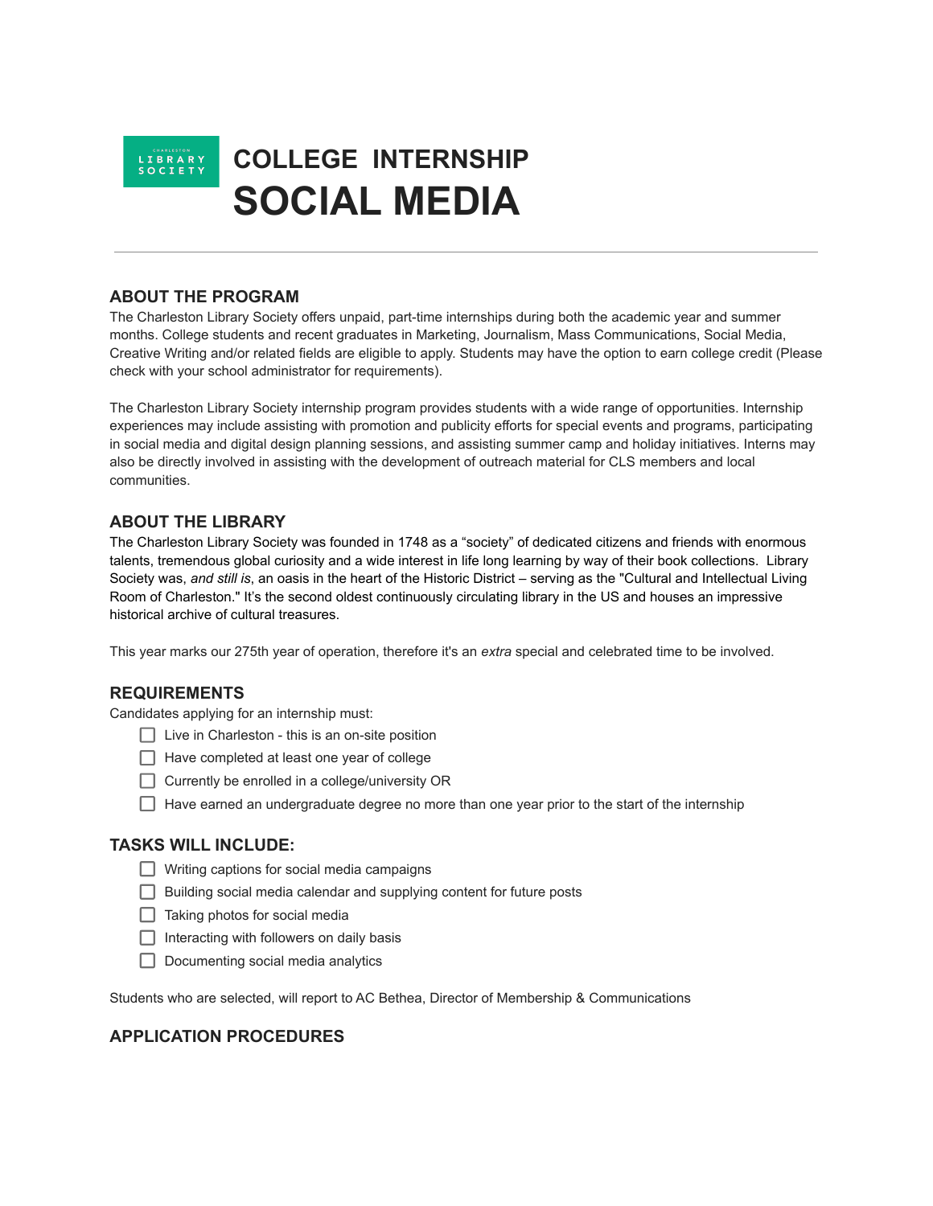# COLLEGE INTERNSHIP
# SOCIAL MEDIA

---

## ABOUT THE PROGRAM

The Charleston Library Society offers unpaid, part-time internships during both the academic year and summer months. College students and recent graduates in Marketing, Journalism, Mass Communications, Social Media, Creative Writing and/or related fields are eligible to apply. Students may have the option to earn college credit (Please check with your school administrator for requirements).

The Charleston Library Society internship program provides students with a wide range of opportunities. Internship experiences may include assisting with promotion and publicity efforts for special events and programs, participating in social media and digital design planning sessions, and assisting summer camp and holiday initiatives. Interns may also be directly involved in assisting with the development of outreach material for CLS members and local communities.

## ABOUT THE LIBRARY

The Charleston Library Society was founded in 1748 as a "society" of dedicated citizens and friends with enormous talents, tremendous global curiosity and a wide interest in life long learning by way of their book collections. Library Society was, *and still is*, an oasis in the heart of the Historic District – serving as the "Cultural and Intellectual Living Room of Charleston." It's the second oldest continuously circulating library in the US and houses an impressive historical archive of cultural treasures.

This year marks our 275th year of operation, therefore it's an *extra* special and celebrated time to be involved.

## REQUIREMENTS

Candidates applying for an internship must:

- [ ] Live in Charleston - this is an on-site position
- [ ] Have completed at least one year of college
- [ ] Currently be enrolled in a college/university OR
- [ ] Have earned an undergraduate degree no more than one year prior to the start of the internship

## TASKS WILL INCLUDE:

- [ ] Writing captions for social media campaigns
- [ ] Building social media calendar and supplying content for future posts
- [ ] Taking photos for social media
- [ ] Interacting with followers on daily basis
- [ ] Documenting social media analytics

Students who are selected, will report to AC Bethea, Director of Membership & Communications

## APPLICATION PROCEDURES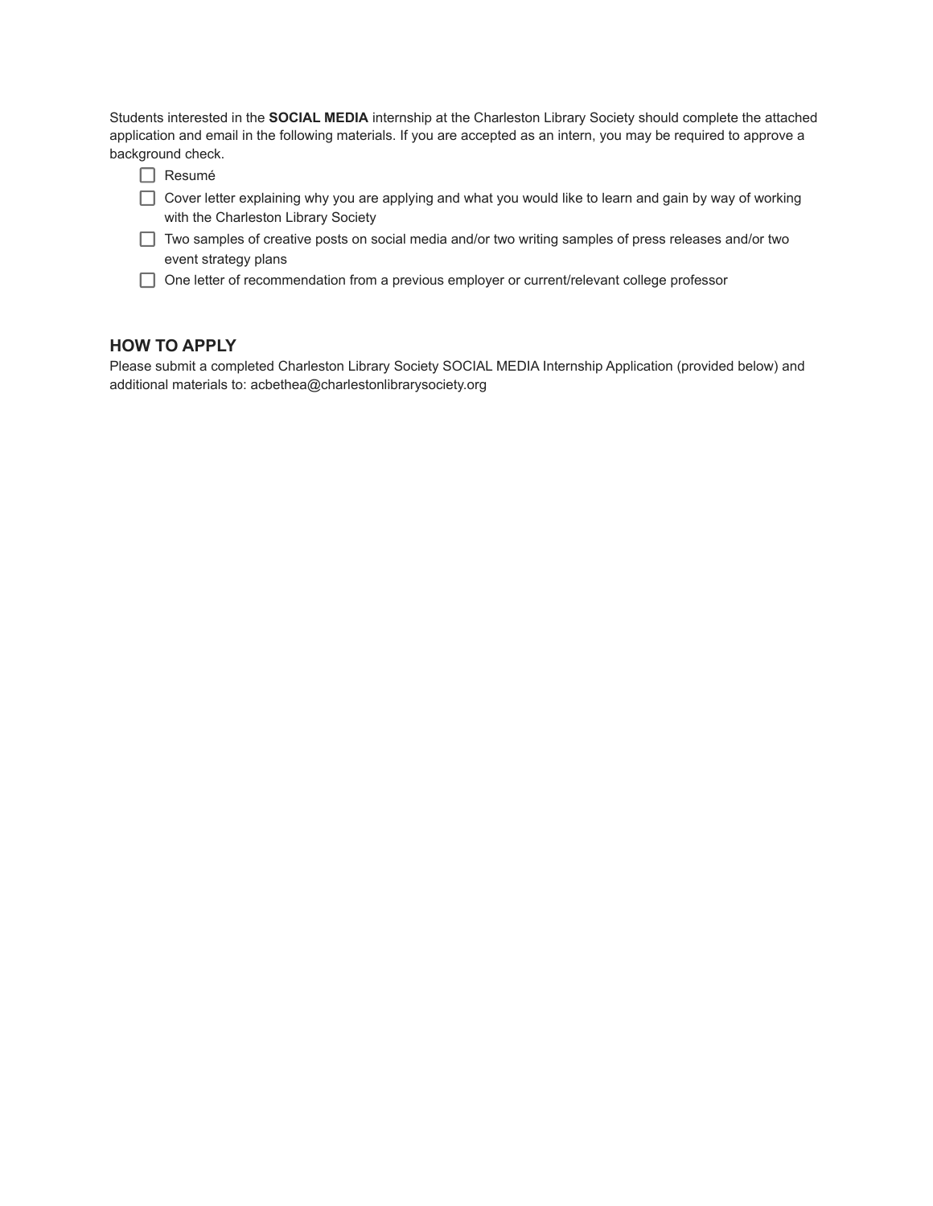Students interested in the **SOCIAL MEDIA** internship at the Charleston Library Society should complete the attached application and email in the following materials. If you are accepted as an intern, you may be required to approve a background check.

- [ ] Resumé
- [ ] Cover letter explaining why you are applying and what you would like to learn and gain by way of working with the Charleston Library Society
- [ ] Two samples of creative posts on social media and/or two writing samples of press releases and/or two event strategy plans
- [ ] One letter of recommendation from a previous employer or current/relevant college professor

## HOW TO APPLY

Please submit a completed Charleston Library Society SOCIAL MEDIA Internship Application (provided below) and additional materials to: acbethea@charlestonlibrarysociety.org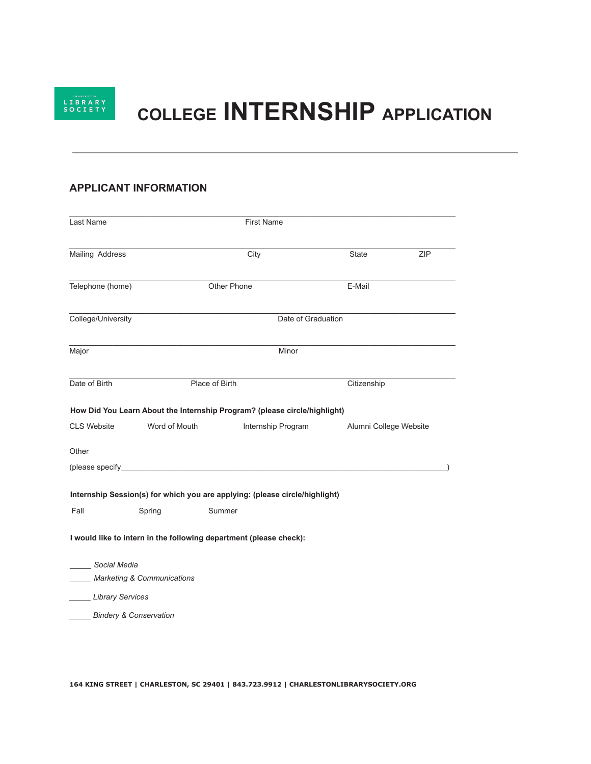CHARLESTON LIBRARY SOCIETY

# COLLEGE INTERNSHIP APPLICATION

## APPLICANT INFORMATION

Last Name First Name

Mailing Address City State ZIP

Telephone (home) Other Phone E-Mail

College/University Date of Graduation

Major Minor

Date of Birth Place of Birth Citizenship

**How Did You Learn About the Internship Program? (please circle/highlight)**

CLS Website Word of Mouth Internship Program Alumni College Website

Other

(please specify________________________________________________________________________)

**Internship Session(s) for which you are applying: (please circle/highlight)**

Fall Spring Summer

**I would like to intern in the following department (please check):**

_____ *Social Media*

_____ *Marketing & Communications*

_____ *Library Services*

_____ *Bindery & Conservation*

**164 KING STREET | CHARLESTON, SC 29401 | 843.723.9912 | CHARLESTONLIBRARYSOCIETY.ORG**